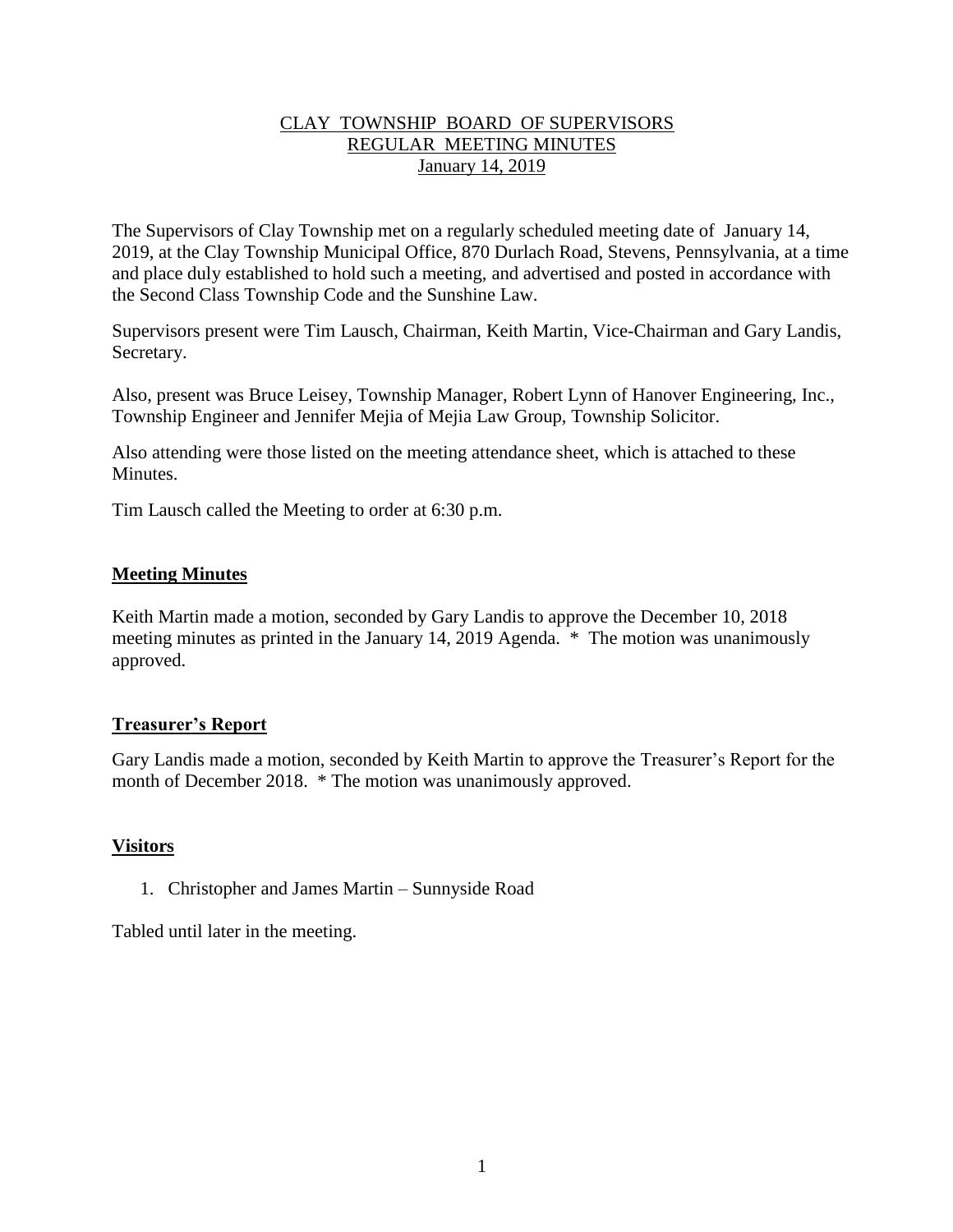# CLAY TOWNSHIP BOARD OF SUPERVISORS
## REGULAR MEETING MINUTES
### January 14, 2019

The Supervisors of Clay Township met on a regularly scheduled meeting date of January 14, 2019, at the Clay Township Municipal Office, 870 Durlach Road, Stevens, Pennsylvania, at a time and place duly established to hold such a meeting, and advertised and posted in accordance with the Second Class Township Code and the Sunshine Law.

Supervisors present were Tim Lausch, Chairman, Keith Martin, Vice-Chairman and Gary Landis, Secretary.

Also, present was Bruce Leisey, Township Manager, Robert Lynn of Hanover Engineering, Inc., Township Engineer and Jennifer Mejia of Mejia Law Group, Township Solicitor.

Also attending were those listed on the meeting attendance sheet, which is attached to these Minutes.

Tim Lausch called the Meeting to order at 6:30 p.m.

**Meeting Minutes**

Keith Martin made a motion, seconded by Gary Landis to approve the December 10, 2018 meeting minutes as printed in the January 14, 2019 Agenda. * The motion was unanimously approved.

**Treasurer's Report**

Gary Landis made a motion, seconded by Keith Martin to approve the Treasurer's Report for the month of December 2018. * The motion was unanimously approved.

**Visitors**

1. Christopher and James Martin – Sunnyside Road

Tabled until later in the meeting.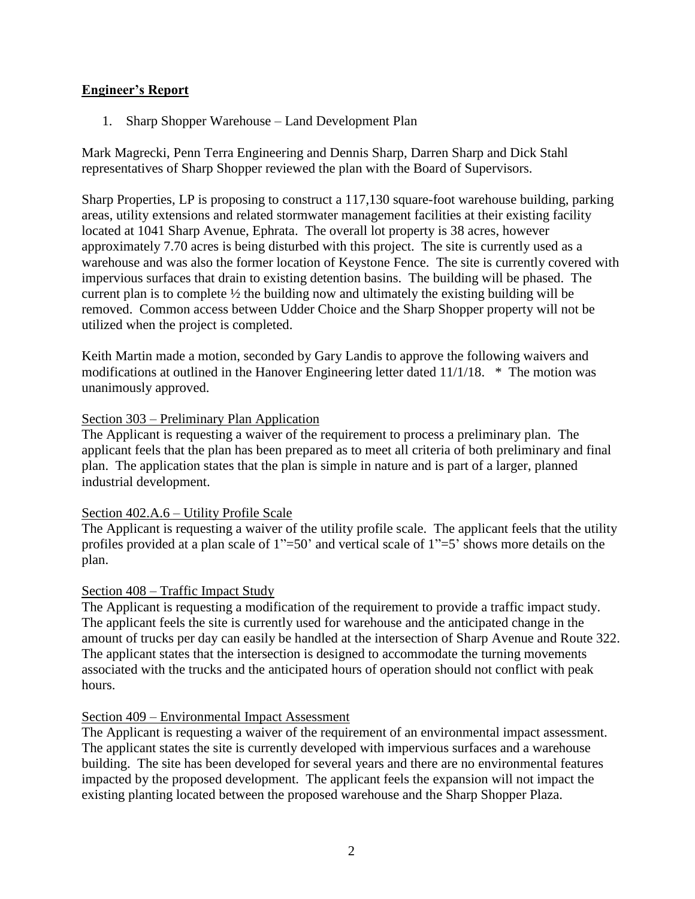## **Engineer's Report**

1. Sharp Shopper Warehouse – Land Development Plan

Mark Magrecki, Penn Terra Engineering and Dennis Sharp, Darren Sharp and Dick Stahl representatives of Sharp Shopper reviewed the plan with the Board of Supervisors.

Sharp Properties, LP is proposing to construct a 117,130 square-foot warehouse building, parking areas, utility extensions and related stormwater management facilities at their existing facility located at 1041 Sharp Avenue, Ephrata. The overall lot property is 38 acres, however approximately 7.70 acres is being disturbed with this project. The site is currently used as a warehouse and was also the former location of Keystone Fence. The site is currently covered with impervious surfaces that drain to existing detention basins. The building will be phased. The current plan is to complete ½ the building now and ultimately the existing building will be removed. Common access between Udder Choice and the Sharp Shopper property will not be utilized when the project is completed.

Keith Martin made a motion, seconded by Gary Landis to approve the following waivers and modifications at outlined in the Hanover Engineering letter dated 11/1/18. * The motion was unanimously approved.

<u>Section 303 – Preliminary Plan Application</u>
The Applicant is requesting a waiver of the requirement to process a preliminary plan. The applicant feels that the plan has been prepared as to meet all criteria of both preliminary and final plan. The application states that the plan is simple in nature and is part of a larger, planned industrial development.

<u>Section 402.A.6 – Utility Profile Scale</u>
The Applicant is requesting a waiver of the utility profile scale. The applicant feels that the utility profiles provided at a plan scale of 1"=50' and vertical scale of 1"=5' shows more details on the plan.

<u>Section 408 – Traffic Impact Study</u>
The Applicant is requesting a modification of the requirement to provide a traffic impact study. The applicant feels the site is currently used for warehouse and the anticipated change in the amount of trucks per day can easily be handled at the intersection of Sharp Avenue and Route 322. The applicant states that the intersection is designed to accommodate the turning movements associated with the trucks and the anticipated hours of operation should not conflict with peak hours.

<u>Section 409 – Environmental Impact Assessment</u>
The Applicant is requesting a waiver of the requirement of an environmental impact assessment. The applicant states the site is currently developed with impervious surfaces and a warehouse building. The site has been developed for several years and there are no environmental features impacted by the proposed development. The applicant feels the expansion will not impact the existing planting located between the proposed warehouse and the Sharp Shopper Plaza.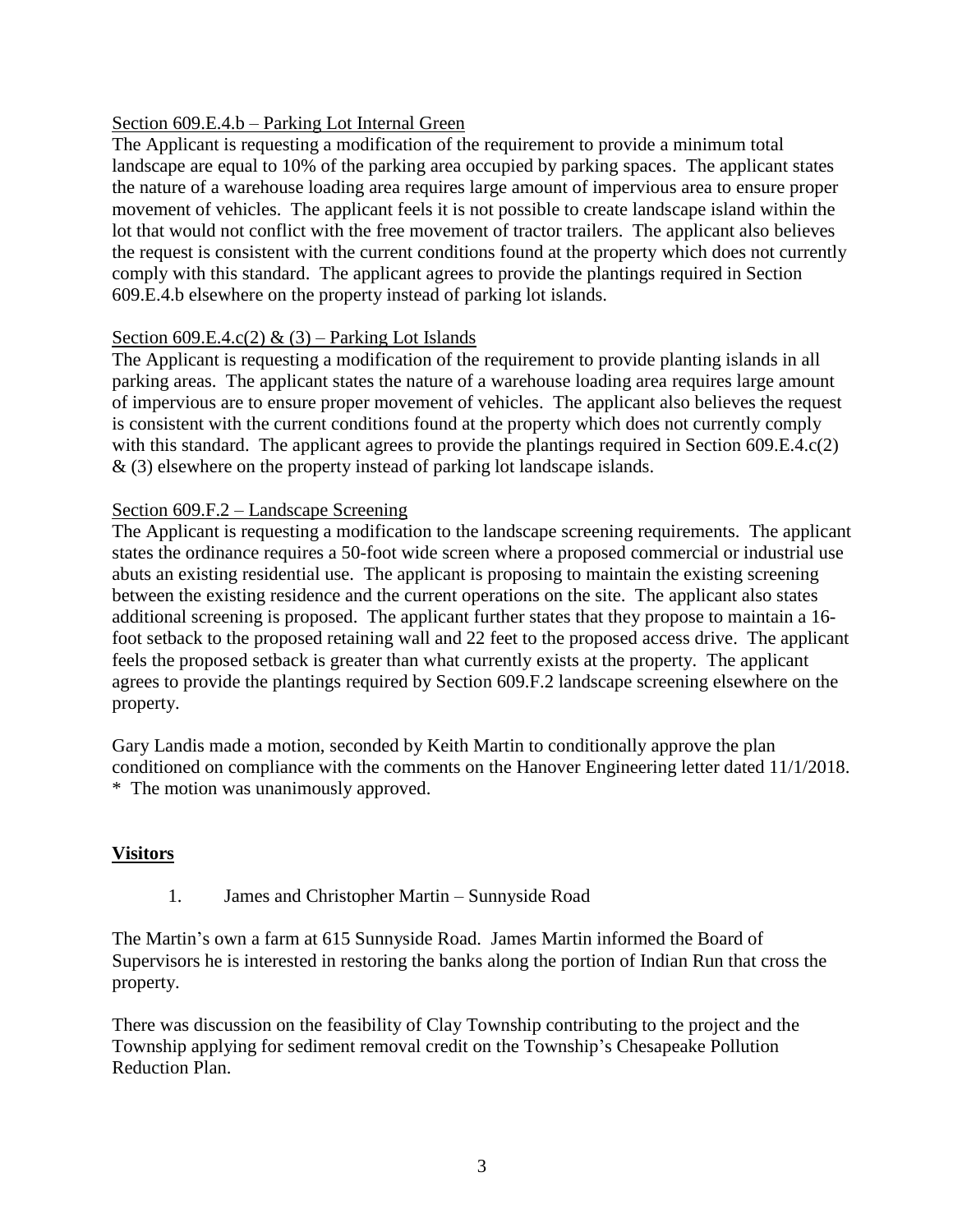Section 609.E.4.b – Parking Lot Internal Green

The Applicant is requesting a modification of the requirement to provide a minimum total landscape are equal to 10% of the parking area occupied by parking spaces. The applicant states the nature of a warehouse loading area requires large amount of impervious area to ensure proper movement of vehicles. The applicant feels it is not possible to create landscape island within the lot that would not conflict with the free movement of tractor trailers. The applicant also believes the request is consistent with the current conditions found at the property which does not currently comply with this standard. The applicant agrees to provide the plantings required in Section 609.E.4.b elsewhere on the property instead of parking lot islands.

Section 609.E.4.c(2) & (3) – Parking Lot Islands

The Applicant is requesting a modification of the requirement to provide planting islands in all parking areas. The applicant states the nature of a warehouse loading area requires large amount of impervious are to ensure proper movement of vehicles. The applicant also believes the request is consistent with the current conditions found at the property which does not currently comply with this standard. The applicant agrees to provide the plantings required in Section 609.E.4.c(2) & (3) elsewhere on the property instead of parking lot landscape islands.

Section 609.F.2 – Landscape Screening

The Applicant is requesting a modification to the landscape screening requirements. The applicant states the ordinance requires a 50-foot wide screen where a proposed commercial or industrial use abuts an existing residential use. The applicant is proposing to maintain the existing screening between the existing residence and the current operations on the site. The applicant also states additional screening is proposed. The applicant further states that they propose to maintain a 16-foot setback to the proposed retaining wall and 22 feet to the proposed access drive. The applicant feels the proposed setback is greater than what currently exists at the property. The applicant agrees to provide the plantings required by Section 609.F.2 landscape screening elsewhere on the property.

Gary Landis made a motion, seconded by Keith Martin to conditionally approve the plan conditioned on compliance with the comments on the Hanover Engineering letter dated 11/1/2018.
* The motion was unanimously approved.

## Visitors

1. James and Christopher Martin – Sunnyside Road

The Martin's own a farm at 615 Sunnyside Road. James Martin informed the Board of Supervisors he is interested in restoring the banks along the portion of Indian Run that cross the property.

There was discussion on the feasibility of Clay Township contributing to the project and the Township applying for sediment removal credit on the Township's Chesapeake Pollution Reduction Plan.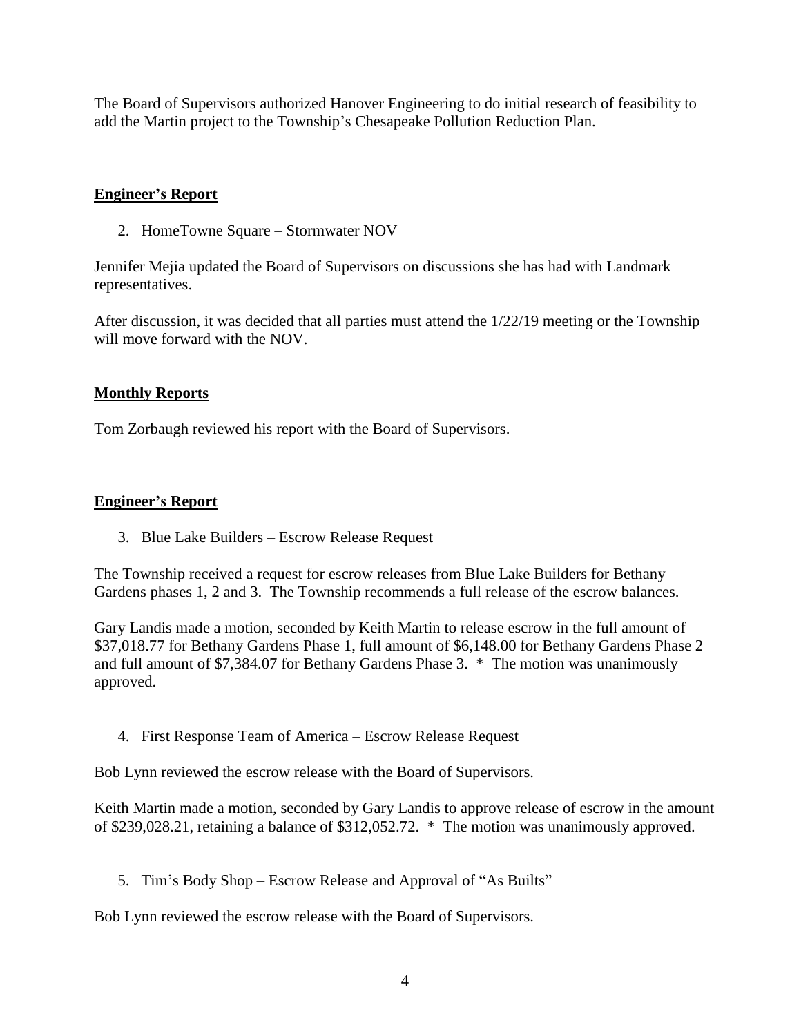The Board of Supervisors authorized Hanover Engineering to do initial research of feasibility to add the Martin project to the Township's Chesapeake Pollution Reduction Plan.

## Engineer's Report

2. HomeTowne Square – Stormwater NOV

Jennifer Mejia updated the Board of Supervisors on discussions she has had with Landmark representatives.

After discussion, it was decided that all parties must attend the 1/22/19 meeting or the Township will move forward with the NOV.

## Monthly Reports

Tom Zorbaugh reviewed his report with the Board of Supervisors.

## Engineer's Report

3. Blue Lake Builders – Escrow Release Request

The Township received a request for escrow releases from Blue Lake Builders for Bethany Gardens phases 1, 2 and 3. The Township recommends a full release of the escrow balances.

Gary Landis made a motion, seconded by Keith Martin to release escrow in the full amount of $37,018.77 for Bethany Gardens Phase 1, full amount of $6,148.00 for Bethany Gardens Phase 2 and full amount of $7,384.07 for Bethany Gardens Phase 3. * The motion was unanimously approved.

4. First Response Team of America – Escrow Release Request

Bob Lynn reviewed the escrow release with the Board of Supervisors.

Keith Martin made a motion, seconded by Gary Landis to approve release of escrow in the amount of $239,028.21, retaining a balance of $312,052.72. * The motion was unanimously approved.

5. Tim's Body Shop – Escrow Release and Approval of "As Builts"

Bob Lynn reviewed the escrow release with the Board of Supervisors.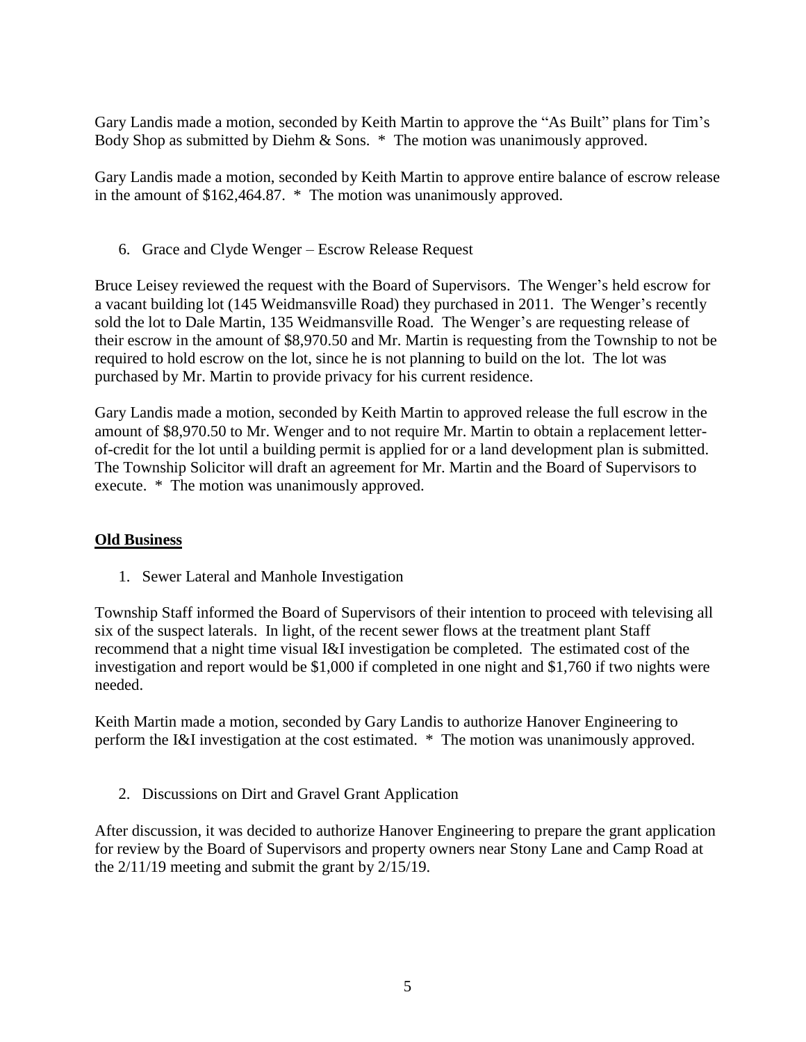Gary Landis made a motion, seconded by Keith Martin to approve the "As Built" plans for Tim's Body Shop as submitted by Diehm & Sons. * The motion was unanimously approved.

Gary Landis made a motion, seconded by Keith Martin to approve entire balance of escrow release in the amount of $162,464.87. * The motion was unanimously approved.

6. Grace and Clyde Wenger – Escrow Release Request

Bruce Leisey reviewed the request with the Board of Supervisors. The Wenger's held escrow for a vacant building lot (145 Weidmansville Road) they purchased in 2011. The Wenger's recently sold the lot to Dale Martin, 135 Weidmansville Road. The Wenger's are requesting release of their escrow in the amount of $8,970.50 and Mr. Martin is requesting from the Township to not be required to hold escrow on the lot, since he is not planning to build on the lot. The lot was purchased by Mr. Martin to provide privacy for his current residence.

Gary Landis made a motion, seconded by Keith Martin to approved release the full escrow in the amount of $8,970.50 to Mr. Wenger and to not require Mr. Martin to obtain a replacement letter-of-credit for the lot until a building permit is applied for or a land development plan is submitted. The Township Solicitor will draft an agreement for Mr. Martin and the Board of Supervisors to execute. * The motion was unanimously approved.

## Old Business

1. Sewer Lateral and Manhole Investigation

Township Staff informed the Board of Supervisors of their intention to proceed with televising all six of the suspect laterals. In light, of the recent sewer flows at the treatment plant Staff recommend that a night time visual I&I investigation be completed. The estimated cost of the investigation and report would be $1,000 if completed in one night and $1,760 if two nights were needed.

Keith Martin made a motion, seconded by Gary Landis to authorize Hanover Engineering to perform the I&I investigation at the cost estimated. * The motion was unanimously approved.

2. Discussions on Dirt and Gravel Grant Application

After discussion, it was decided to authorize Hanover Engineering to prepare the grant application for review by the Board of Supervisors and property owners near Stony Lane and Camp Road at the 2/11/19 meeting and submit the grant by 2/15/19.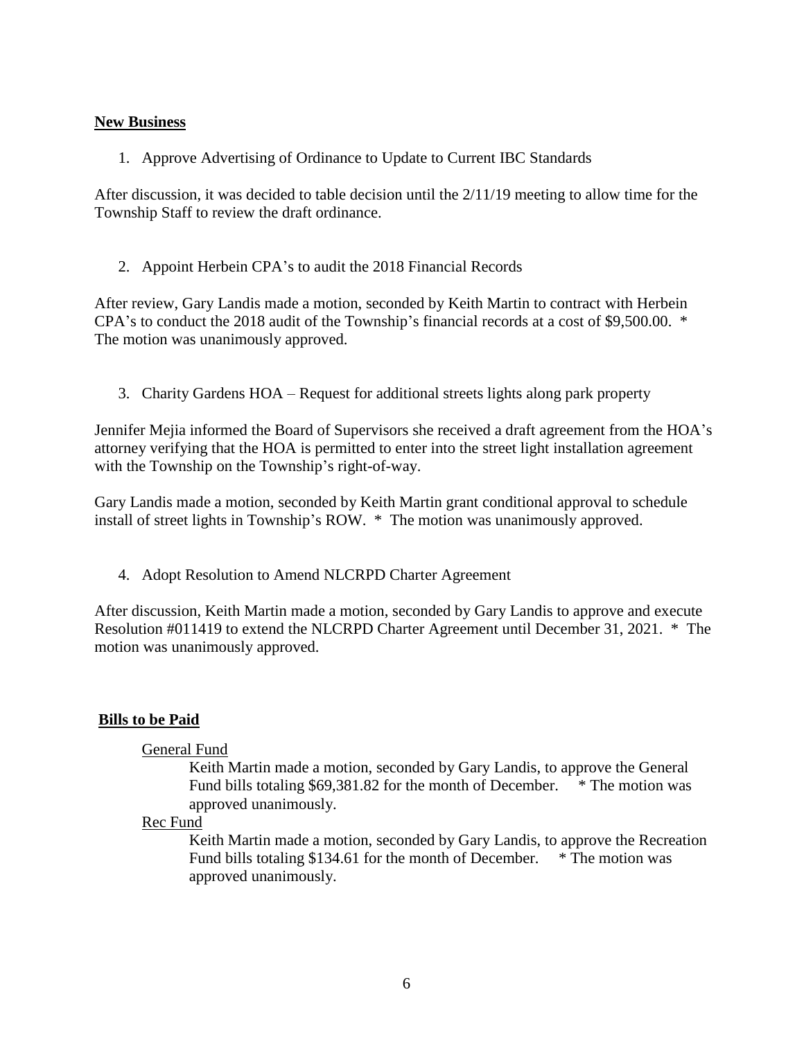**New Business**

1. Approve Advertising of Ordinance to Update to Current IBC Standards

After discussion, it was decided to table decision until the 2/11/19 meeting to allow time for the Township Staff to review the draft ordinance.

2. Appoint Herbein CPA's to audit the 2018 Financial Records

After review, Gary Landis made a motion, seconded by Keith Martin to contract with Herbein CPA's to conduct the 2018 audit of the Township's financial records at a cost of $9,500.00. * The motion was unanimously approved.

3. Charity Gardens HOA – Request for additional streets lights along park property

Jennifer Mejia informed the Board of Supervisors she received a draft agreement from the HOA's attorney verifying that the HOA is permitted to enter into the street light installation agreement with the Township on the Township's right-of-way.

Gary Landis made a motion, seconded by Keith Martin grant conditional approval to schedule install of street lights in Township's ROW. * The motion was unanimously approved.

4. Adopt Resolution to Amend NLCRPD Charter Agreement

After discussion, Keith Martin made a motion, seconded by Gary Landis to approve and execute Resolution #011419 to extend the NLCRPD Charter Agreement until December 31, 2021. * The motion was unanimously approved.

**Bills to be Paid**

General Fund

Keith Martin made a motion, seconded by Gary Landis, to approve the General Fund bills totaling $69,381.82 for the month of December. * The motion was approved unanimously.

Rec Fund

Keith Martin made a motion, seconded by Gary Landis, to approve the Recreation Fund bills totaling $134.61 for the month of December. * The motion was approved unanimously.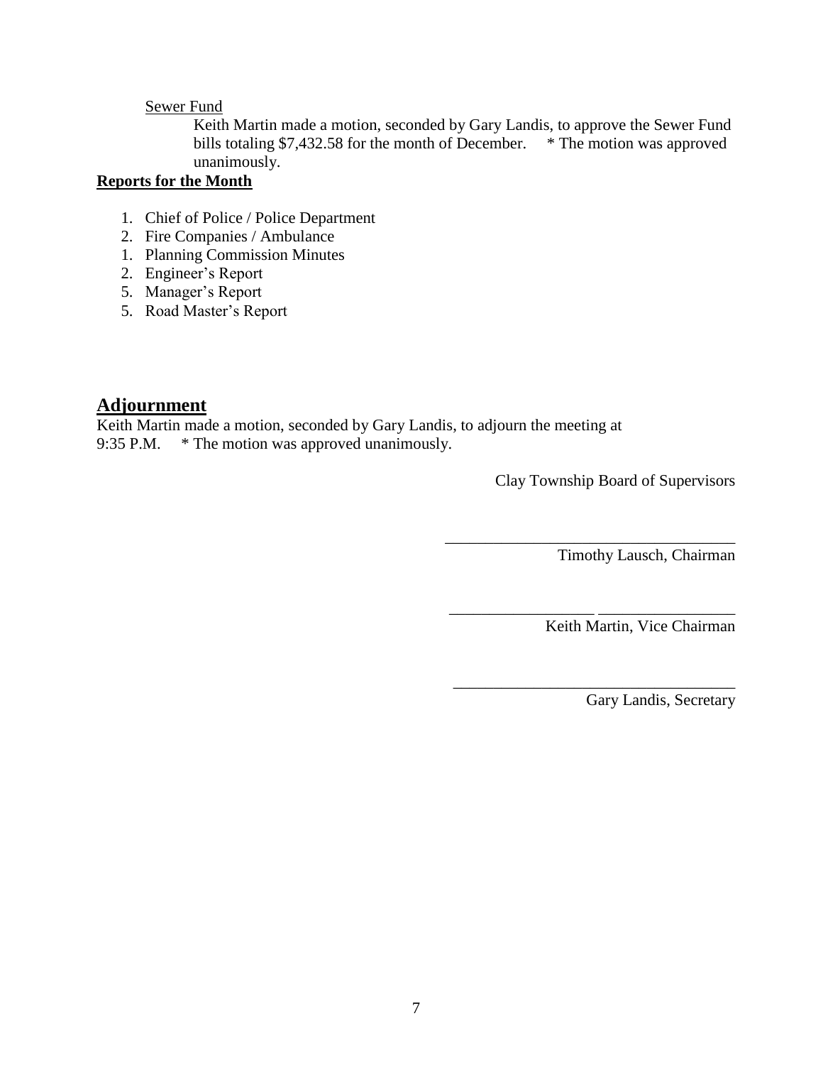Sewer Fund

Keith Martin made a motion, seconded by Gary Landis, to approve the Sewer Fund bills totaling $7,432.58 for the month of December. * The motion was approved unanimously.

**Reports for the Month**

1. Chief of Police / Police Department
2. Fire Companies / Ambulance
1. Planning Commission Minutes
2. Engineer's Report
5. Manager's Report
5. Road Master's Report

## Adjournment

Keith Martin made a motion, seconded by Gary Landis, to adjourn the meeting at 9:35 P.M. * The motion was approved unanimously.

Clay Township Board of Supervisors

\_\_\_\_\_\_\_\_\_\_\_\_\_\_\_\_\_\_\_\_\_\_\_\_\_\_\_\_\_\_\_\_\_\_\_\_
Timothy Lausch, Chairman

\_\_\_\_\_\_\_\_\_\_\_\_\_\_\_\_\_\_\_\_\_\_\_\_\_\_\_\_\_\_\_\_\_\_\_\_
Keith Martin, Vice Chairman

\_\_\_\_\_\_\_\_\_\_\_\_\_\_\_\_\_\_\_\_\_\_\_\_\_\_\_\_\_\_\_\_\_\_\_\_
Gary Landis, Secretary